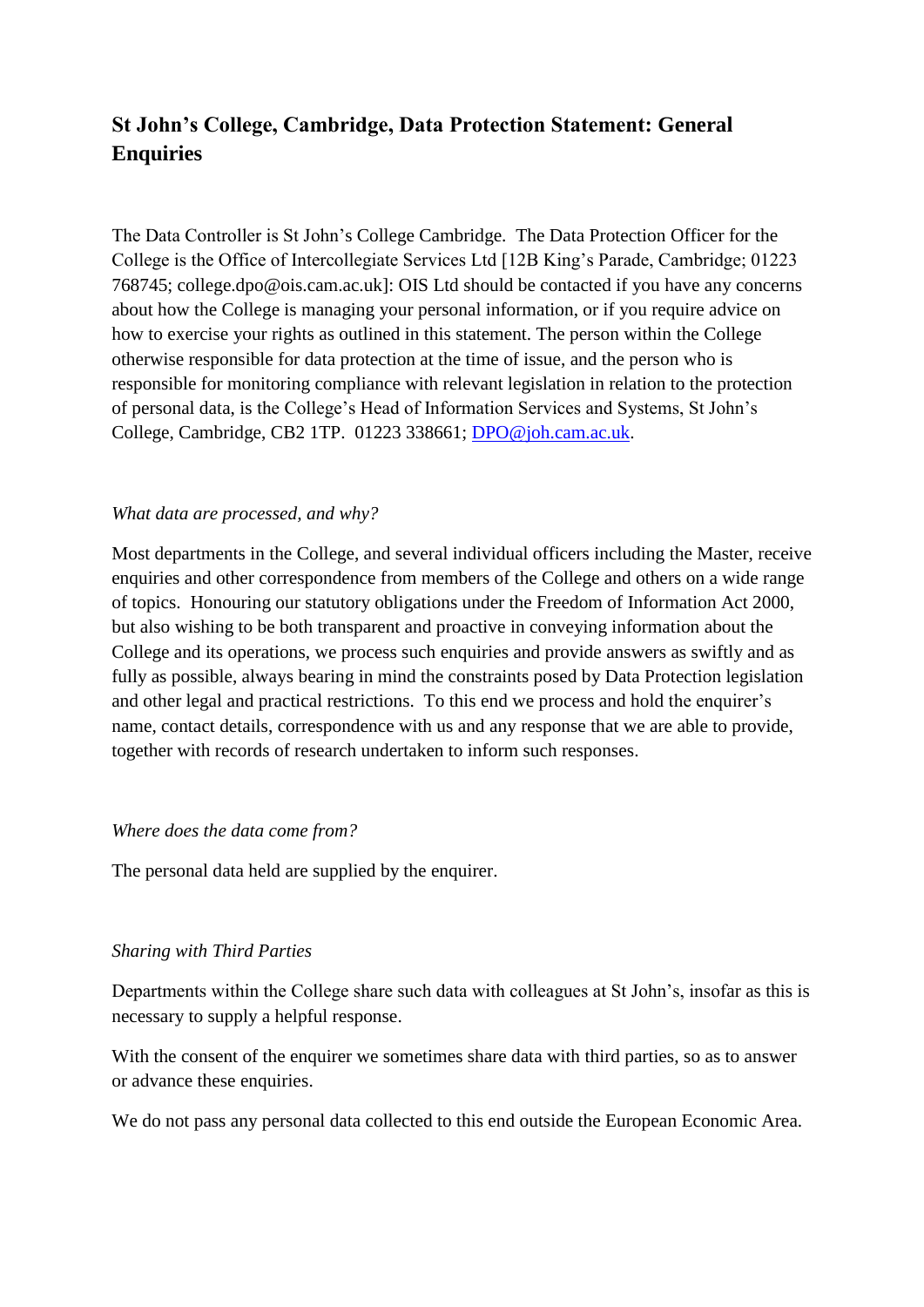# St John's College, Cambridge, Data Protection Statement: General Enquiries

The Data Controller is St John's College Cambridge. The Data Protection Officer for the College is the Office of Intercollegiate Services Ltd [12B King's Parade, Cambridge; 01223 768745; college.dpo@ois.cam.ac.uk]: OIS Ltd should be contacted if you have any concerns about how the College is managing your personal information, or if you require advice on how to exercise your rights as outlined in this statement. The person within the College otherwise responsible for data protection at the time of issue, and the person who is responsible for monitoring compliance with relevant legislation in relation to the protection of personal data, is the College's Head of Information Services and Systems, St John's College, Cambridge, CB2 1TP. 01223 338661; DPO@joh.cam.ac.uk.

*What data are processed, and why?*

Most departments in the College, and several individual officers including the Master, receive enquiries and other correspondence from members of the College and others on a wide range of topics. Honouring our statutory obligations under the Freedom of Information Act 2000, but also wishing to be both transparent and proactive in conveying information about the College and its operations, we process such enquiries and provide answers as swiftly and as fully as possible, always bearing in mind the constraints posed by Data Protection legislation and other legal and practical restrictions. To this end we process and hold the enquirer's name, contact details, correspondence with us and any response that we are able to provide, together with records of research undertaken to inform such responses.

*Where does the data come from?*

The personal data held are supplied by the enquirer.

*Sharing with Third Parties*

Departments within the College share such data with colleagues at St John's, insofar as this is necessary to supply a helpful response.

With the consent of the enquirer we sometimes share data with third parties, so as to answer or advance these enquiries.

We do not pass any personal data collected to this end outside the European Economic Area.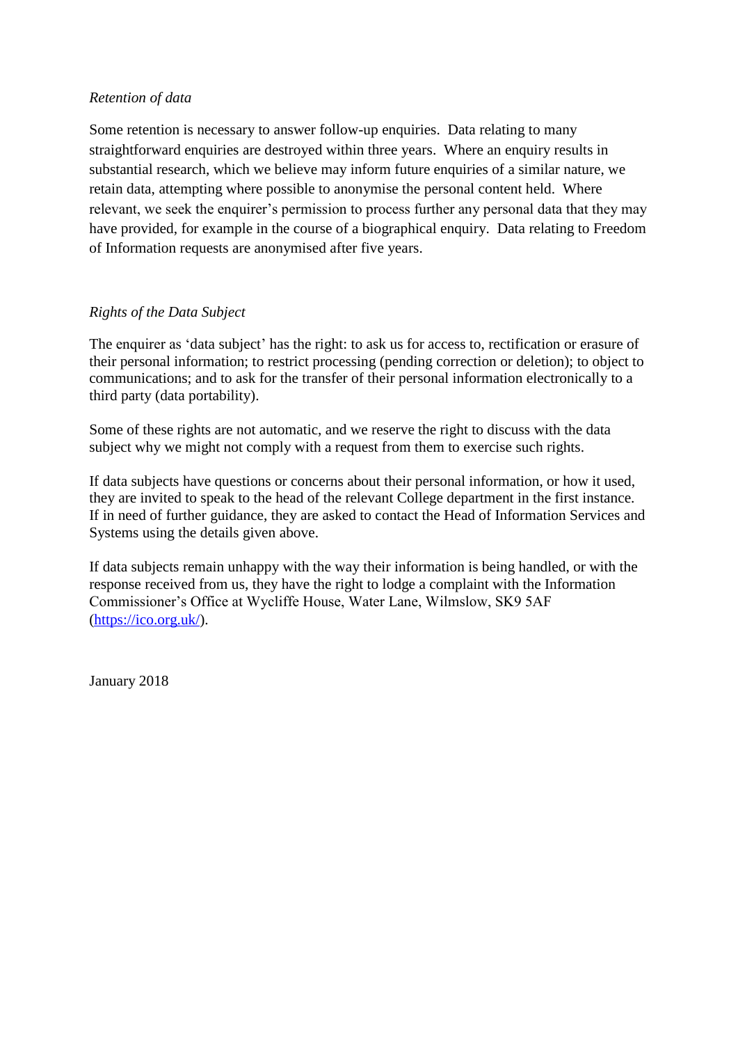*Retention of data*

Some retention is necessary to answer follow-up enquiries. Data relating to many straightforward enquiries are destroyed within three years. Where an enquiry results in substantial research, which we believe may inform future enquiries of a similar nature, we retain data, attempting where possible to anonymise the personal content held. Where relevant, we seek the enquirer's permission to process further any personal data that they may have provided, for example in the course of a biographical enquiry. Data relating to Freedom of Information requests are anonymised after five years.

*Rights of the Data Subject*

The enquirer as 'data subject' has the right: to ask us for access to, rectification or erasure of their personal information; to restrict processing (pending correction or deletion); to object to communications; and to ask for the transfer of their personal information electronically to a third party (data portability).

Some of these rights are not automatic, and we reserve the right to discuss with the data subject why we might not comply with a request from them to exercise such rights.

If data subjects have questions or concerns about their personal information, or how it used, they are invited to speak to the head of the relevant College department in the first instance. If in need of further guidance, they are asked to contact the Head of Information Services and Systems using the details given above.

If data subjects remain unhappy with the way their information is being handled, or with the response received from us, they have the right to lodge a complaint with the Information Commissioner's Office at Wycliffe House, Water Lane, Wilmslow, SK9 5AF ([https://ico.org.uk/](https://ico.org.uk/)).

January 2018